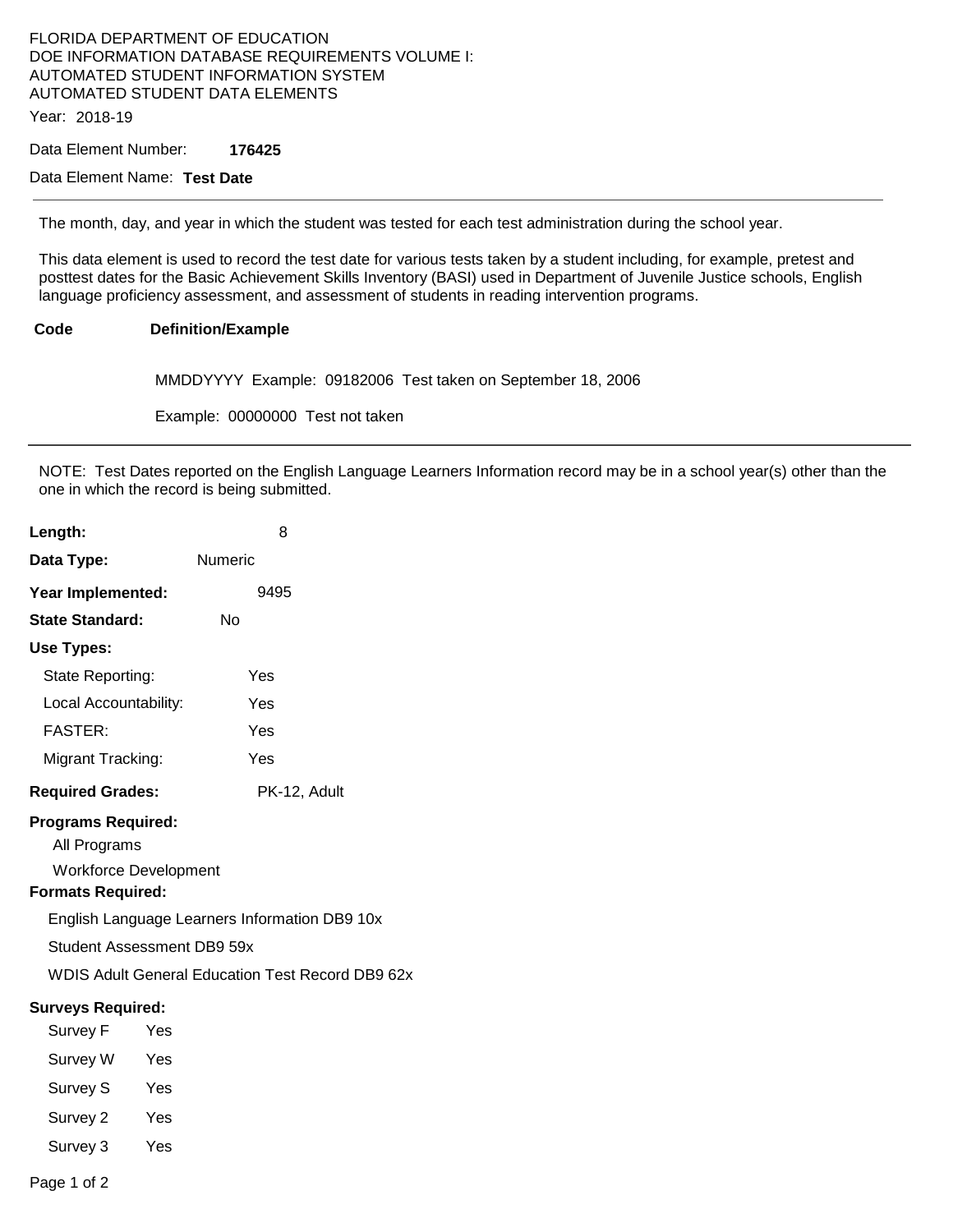FLORIDA DEPARTMENT OF EDUCATION
DOE INFORMATION DATABASE REQUIREMENTS VOLUME I:
AUTOMATED STUDENT INFORMATION SYSTEM
AUTOMATED STUDENT DATA ELEMENTS

Year: 2018-19

Data Element Number: **176425**

Data Element Name: **Test Date**

---

The month, day, and year in which the student was tested for each test administration during the school year.

This data element is used to record the test date for various tests taken by a student including, for example, pretest and posttest dates for the Basic Achievement Skills Inventory (BASI) used in Department of Juvenile Justice schools, English language proficiency assessment, and assessment of students in reading intervention programs.

| **Code** | **Definition/Example** |
| --- | --- |
| | MMDDYYYY Example: 09182006 Test taken on September 18, 2006 |
| | Example: 00000000 Test not taken |

---

NOTE: Test Dates reported on the English Language Learners Information record may be in a school year(s) other than the one in which the record is being submitted.

**Length:** 8

**Data Type:** Numeric

**Year Implemented:** 9495

**State Standard:** No

**Use Types:**

- State Reporting: Yes
- Local Accountability: Yes
- FASTER: Yes
- Migrant Tracking: Yes

**Required Grades:** PK-12, Adult

**Programs Required:**

- All Programs
- Workforce Development

**Formats Required:**

- English Language Learners Information DB9 10x
- Student Assessment DB9 59x
- WDIS Adult General Education Test Record DB9 62x

**Surveys Required:**

- Survey F Yes
- Survey W Yes
- Survey S Yes
- Survey 2 Yes
- Survey 3 Yes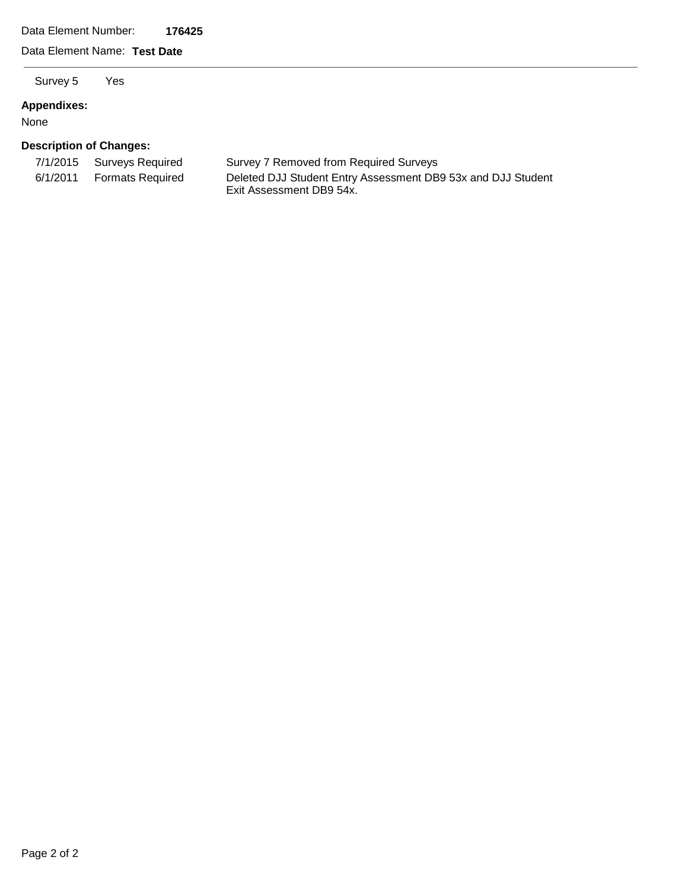Data Element Number: **176425**

Data Element Name: **Test Date**

| | |
|---|---|
| Survey 5 | Yes |

**Appendixes:**

None

**Description of Changes:**

| | | |
|---|---|---|
| 7/1/2015 | Surveys Required | Survey 7 Removed from Required Surveys |
| 6/1/2011 | Formats Required | Deleted DJJ Student Entry Assessment DB9 53x and DJJ Student Exit Assessment DB9 54x. |